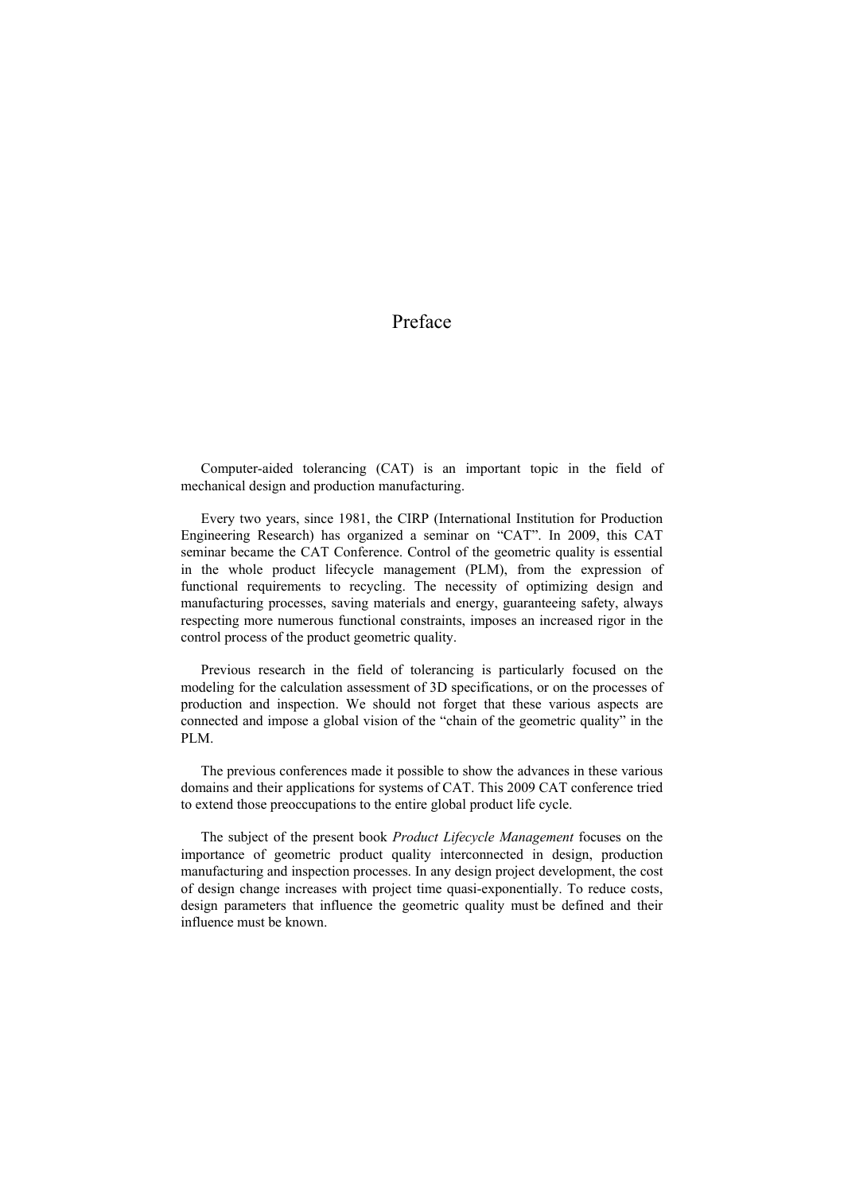# Preface

Computer-aided tolerancing (CAT) is an important topic in the field of mechanical design and production manufacturing.

Every two years, since 1981, the CIRP (International Institution for Production Engineering Research) has organized a seminar on “CAT”. In 2009, this CAT seminar became the CAT Conference. Control of the geometric quality is essential in the whole product lifecycle management (PLM), from the expression of functional requirements to recycling. The necessity of optimizing design and manufacturing processes, saving materials and energy, guaranteeing safety, always respecting more numerous functional constraints, imposes an increased rigor in the control process of the product geometric quality.

Previous research in the field of tolerancing is particularly focused on the modeling for the calculation assessment of 3D specifications, or on the processes of production and inspection. We should not forget that these various aspects are connected and impose a global vision of the “chain of the geometric quality” in the PLM.

The previous conferences made it possible to show the advances in these various domains and their applications for systems of CAT. This 2009 CAT conference tried to extend those preoccupations to the entire global product life cycle.

The subject of the present book *Product Lifecycle Management* focuses on the importance of geometric product quality interconnected in design, production manufacturing and inspection processes. In any design project development, the cost of design change increases with project time quasi-exponentially. To reduce costs, design parameters that influence the geometric quality must be defined and their influence must be known.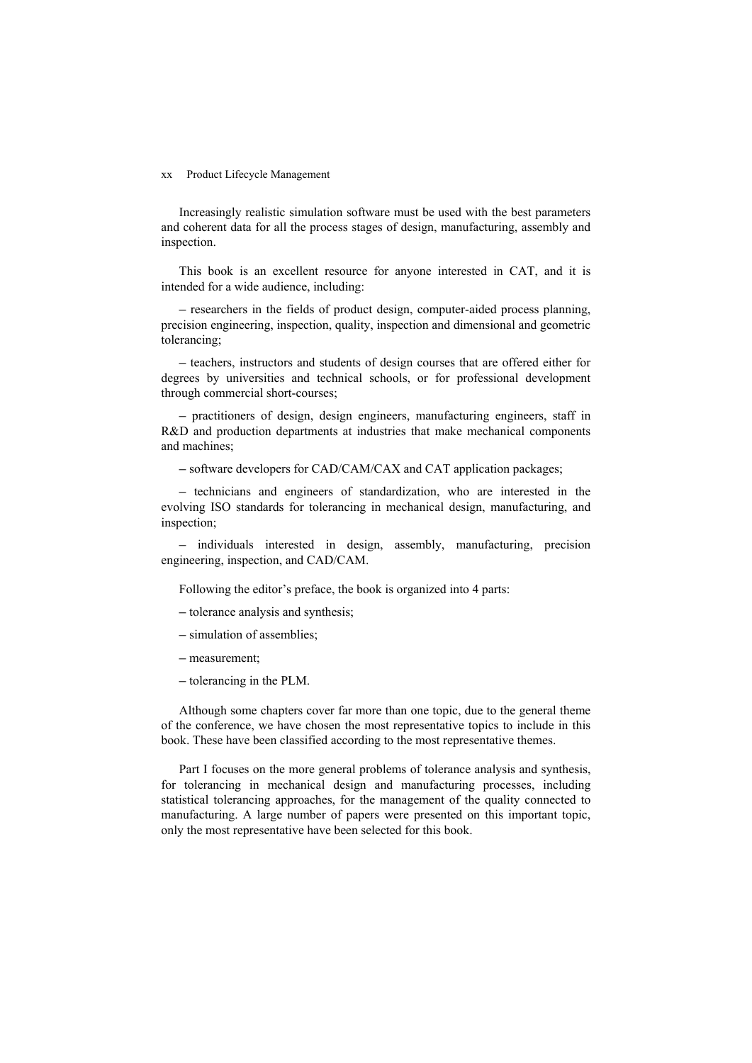Increasingly realistic simulation software must be used with the best parameters and coherent data for all the process stages of design, manufacturing, assembly and inspection.

This book is an excellent resource for anyone interested in CAT, and it is intended for a wide audience, including:

– researchers in the fields of product design, computer-aided process planning, precision engineering, inspection, quality, inspection and dimensional and geometric tolerancing;

– teachers, instructors and students of design courses that are offered either for degrees by universities and technical schools, or for professional development through commercial short-courses;

– practitioners of design, design engineers, manufacturing engineers, staff in R&D and production departments at industries that make mechanical components and machines;

– software developers for CAD/CAM/CAX and CAT application packages;

– technicians and engineers of standardization, who are interested in the evolving ISO standards for tolerancing in mechanical design, manufacturing, and inspection;

– individuals interested in design, assembly, manufacturing, precision engineering, inspection, and CAD/CAM.

Following the editor's preface, the book is organized into 4 parts:

– tolerance analysis and synthesis;

– simulation of assemblies;

– measurement;

– tolerancing in the PLM.

Although some chapters cover far more than one topic, due to the general theme of the conference, we have chosen the most representative topics to include in this book. These have been classified according to the most representative themes.

Part I focuses on the more general problems of tolerance analysis and synthesis, for tolerancing in mechanical design and manufacturing processes, including statistical tolerancing approaches, for the management of the quality connected to manufacturing. A large number of papers were presented on this important topic, only the most representative have been selected for this book.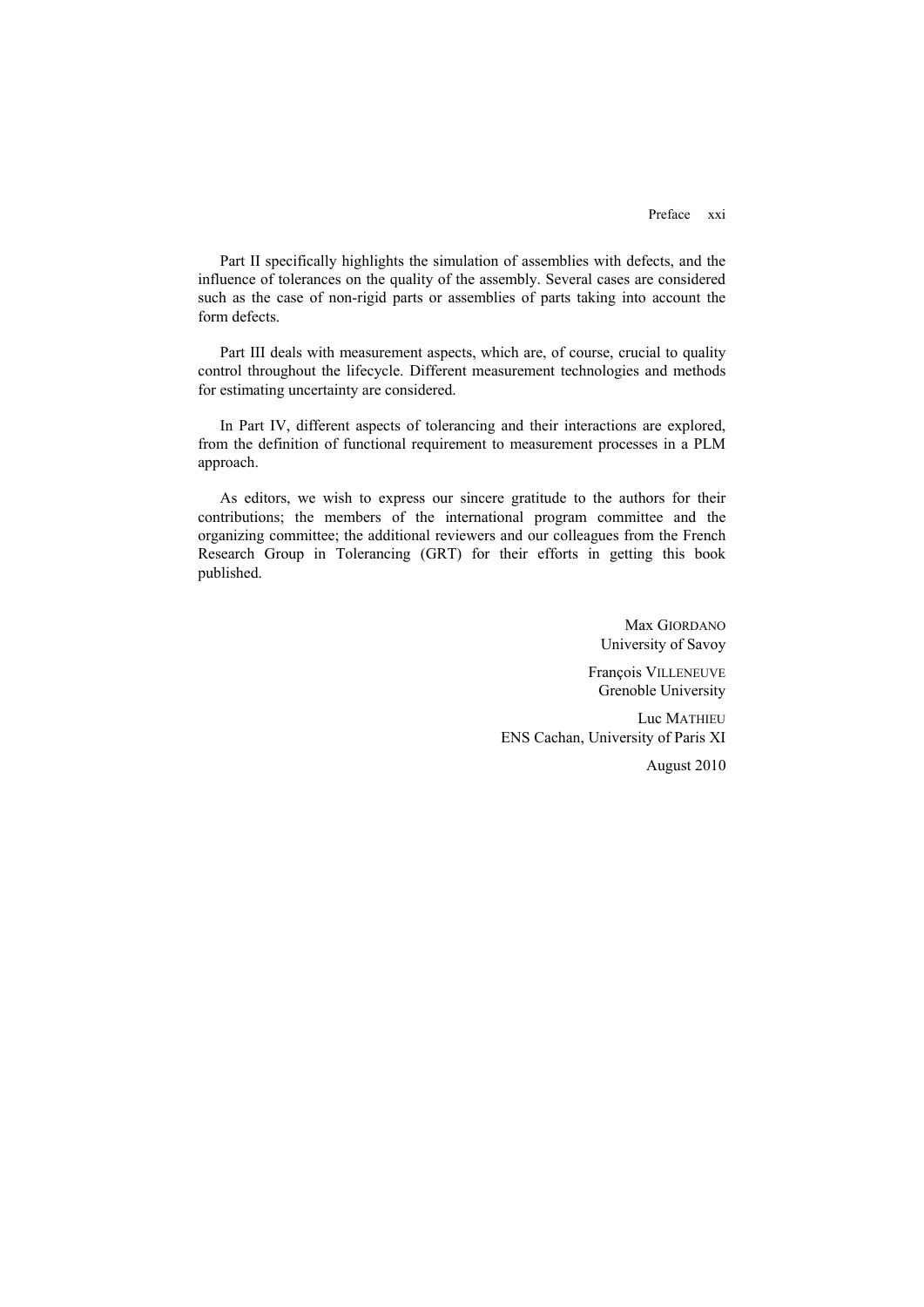Part II specifically highlights the simulation of assemblies with defects, and the influence of tolerances on the quality of the assembly. Several cases are considered such as the case of non-rigid parts or assemblies of parts taking into account the form defects.

Part III deals with measurement aspects, which are, of course, crucial to quality control throughout the lifecycle. Different measurement technologies and methods for estimating uncertainty are considered.

In Part IV, different aspects of tolerancing and their interactions are explored, from the definition of functional requirement to measurement processes in a PLM approach.

As editors, we wish to express our sincere gratitude to the authors for their contributions; the members of the international program committee and the organizing committee; the additional reviewers and our colleagues from the French Research Group in Tolerancing (GRT) for their efforts in getting this book published.

Max GIORDANO
University of Savoy

François VILLENEUVE
Grenoble University

Luc MATHIEU
ENS Cachan, University of Paris XI

August 2010